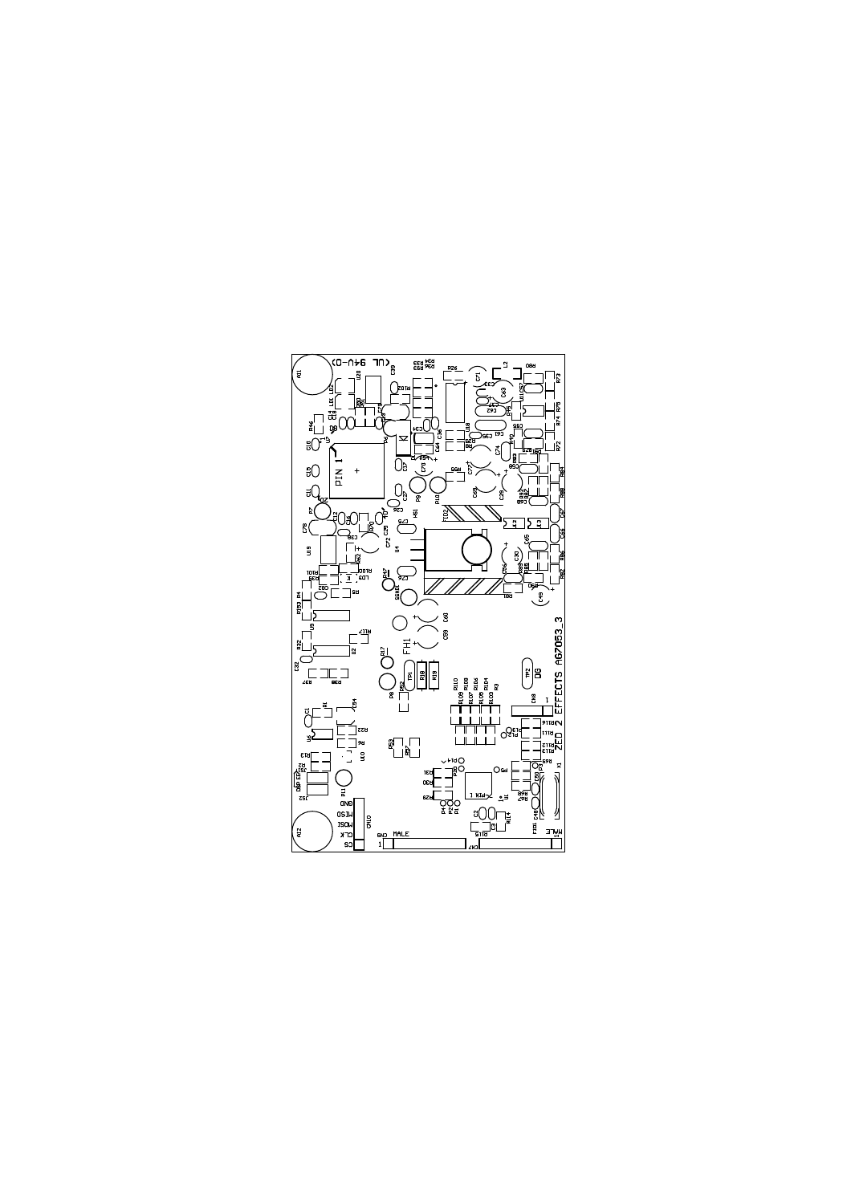ZED 2 EFFECTS AG7053_3

UL 94V-0

CS
CLK
MOSI
MISO
GND

GND MALE

MALE

DG

FH1

PIN 1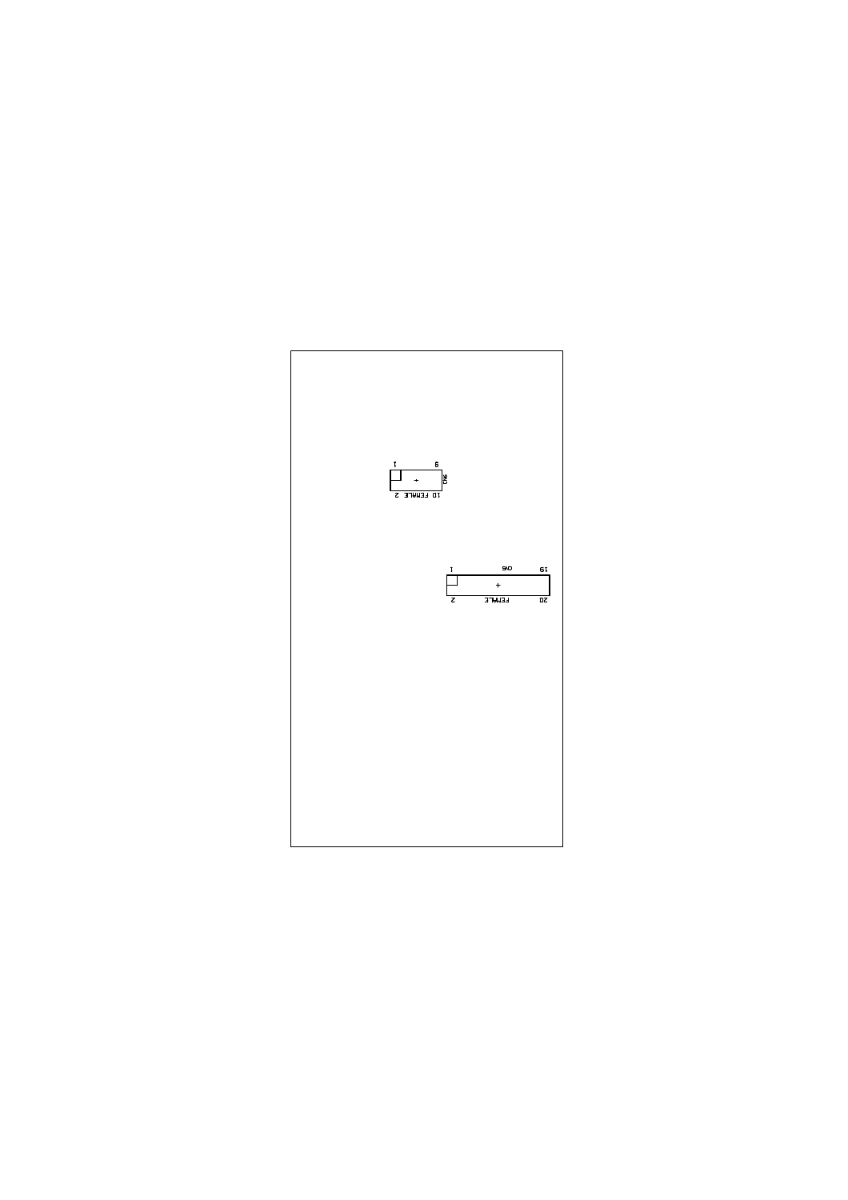1 9

GND

10 FEMALE 2

1 GND 19

2 FEMALE 20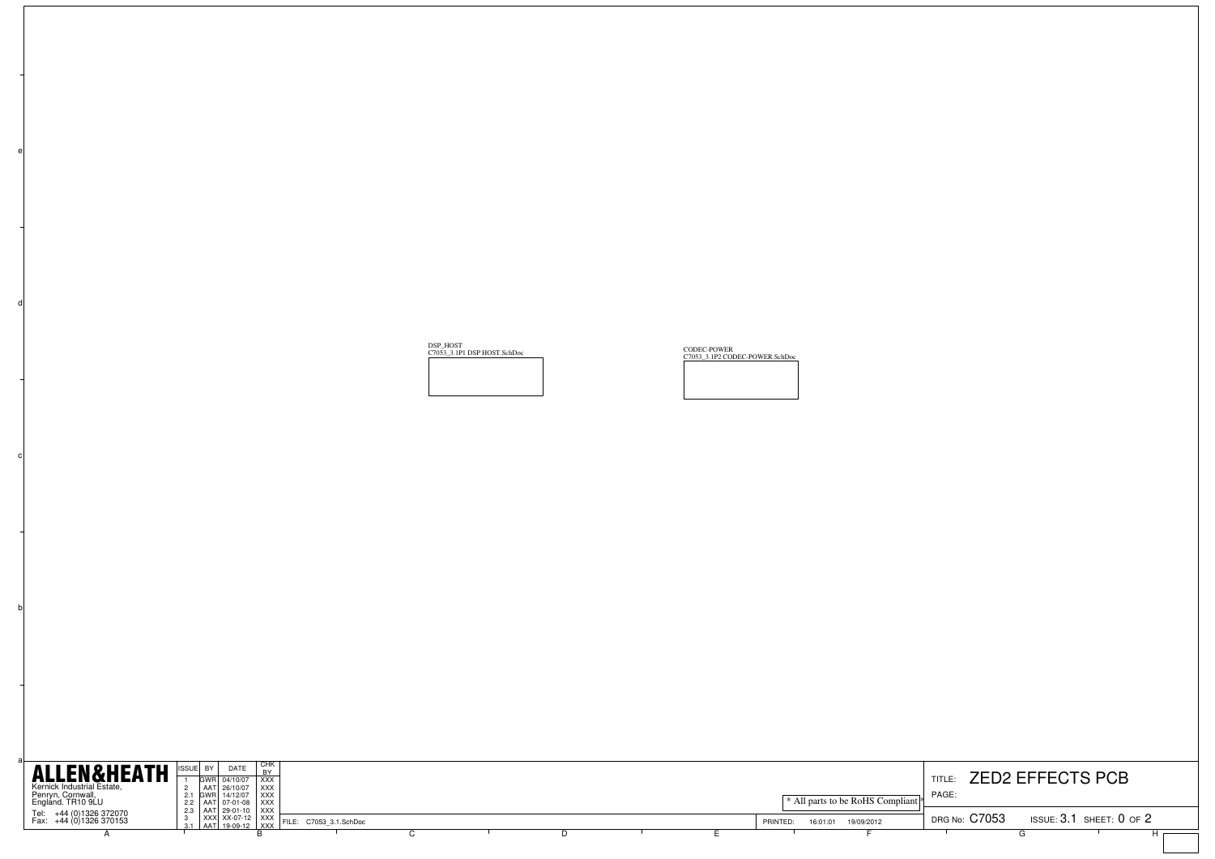DSP_HOST
C7053_3.1P1 DSP HOST.SchDoc

CODEC-POWER
C7053_3.1P2 CODEC-POWER.SchDoc

**ALLEN&HEATH**

Kernick Industrial Estate,
Penryn, Cornwall,
England. TR10 9LU

Tel: +44 (0)1326 372070
Fax: +44 (0)1326 370153

| ISSUE | BY | DATE | CHK BY |
|---|---|---|---|
| 1 | GWR | 04/10/07 | XXX |
| 2 | AAT | 26/10/07 | XXX |
| 2.1 | GWR | 14/12/07 | XXX |
| 2.2 | AAT | 07-01-08 | XXX |
| 2.3 | AAT | 29-01-10 | XXX |
| 3 | XXX | XX-07-12 | XXX |
| 3.1 | AAT | 19-09-12 | XXX |

FILE: C7053_3.1.SchDoc

* All parts to be RoHS Compliant *

PRINTED: 16:01:01 19/09/2012

TITLE: ZED2 EFFECTS PCB

PAGE:

DRG No: C7053 ISSUE: 3.1 SHEET: 0 OF 2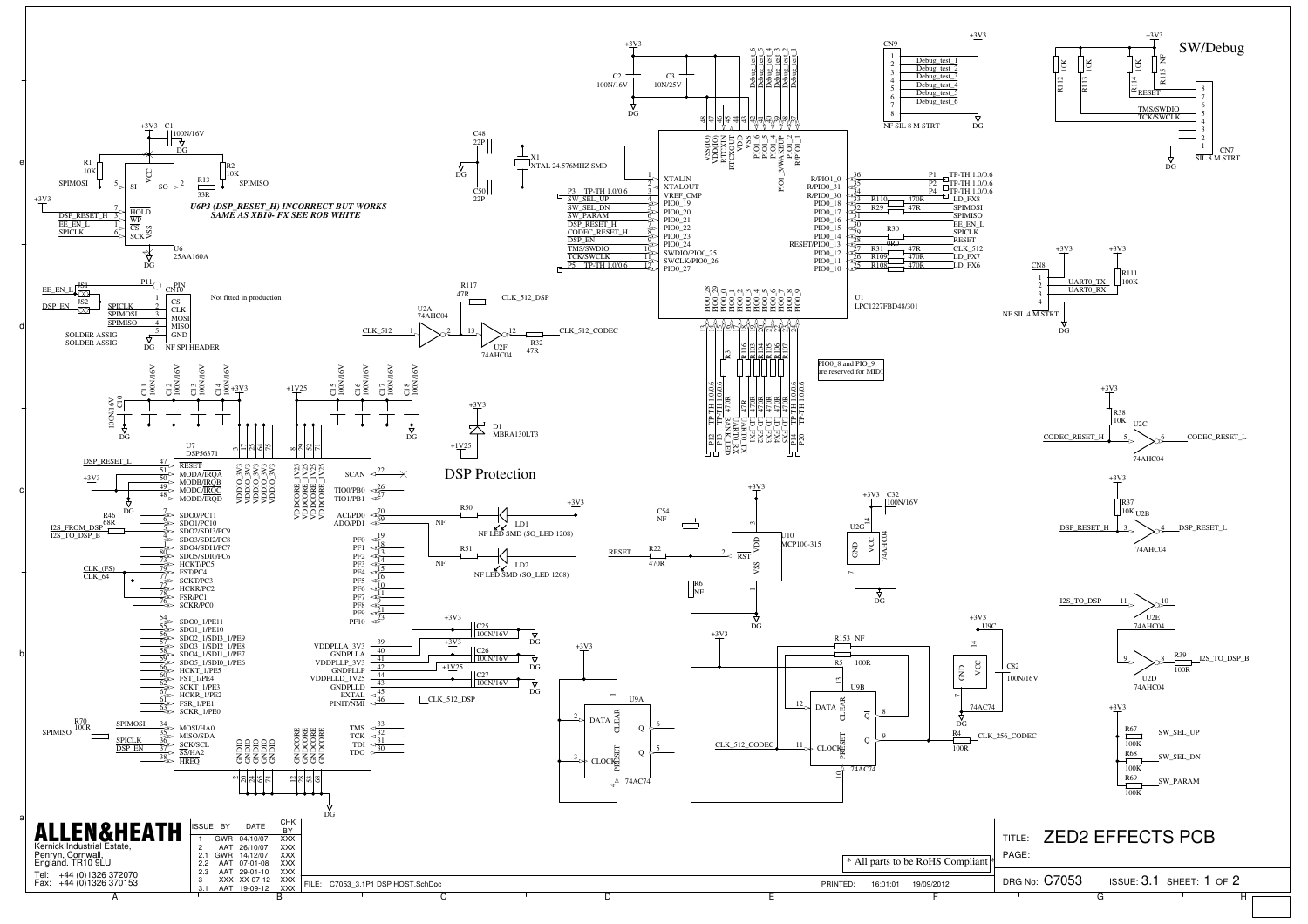SW/Debug

U6P3 (DSP_RESET_H) INCORRECT BUT WORKS SAME AS XB10- FX SEE ROB WHITE

Not fitted in production

SOLDER ASSIG
SOLDER ASSIG

NF SPI HEADER

PIO0_8 and PIO_9 are reserved for MIDI

DSP Protection

| ISSUE | BY | DATE | CHK BY |
|---|---|---|---|
| 1 | GWR | 04/10/07 | XXX |
| 2 | AAT | 26/10/07 | XXX |
| 2.1 | GWR | 14/12/07 | XXX |
| 2.2 | AAT | 07-01-08 | XXX |
| 2.3 | AAT | 29-01-10 | XXX |
| 3 | XXX | XX-07-12 | XXX |
| 3.1 | AAT | 19-09-12 | XXX |

**ALLEN&HEATH**
Kernick Industrial Estate,
Penryn, Cornwall,
England. TR10 9LU
Tel: +44 (0)1326 372070
Fax: +44 (0)1326 370153

\* All parts to be RoHS Compliant \*

FILE: C7053_3.1P1 DSP HOST.SchDoc

PRINTED: 16:01:01 19/09/2012

TITLE: ZED2 EFFECTS PCB

PAGE:

DRG No: C7053 ISSUE: 3.1 SHEET: 1 OF 2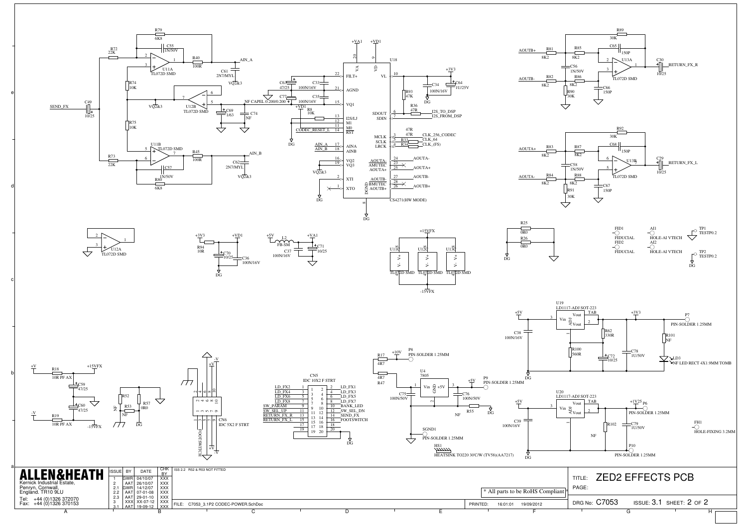R79
6K8

R72
22K

C55
1N/50V

R40
100R

AIN_A

C61
2N7/MYL

VQ2&3

U11A
TL072D SMD

R74
10K

U12B
TL072D SMD

VQ2&3

C69
1/63

C74
NF

NF CAPEL 0.200/0.200

SEND_FX

C49
10/25

R75
10K

U11B
TL072D SMD

R73
22K

C57
1N/50V

R45
100R

AIN_B

C62
2N7/MYL

VQ2&3

R80
6K8

+VA1 +VD1

U18

C63
47/25

C33
100N/16V

C77
47/25

C35
100N/16V

FILT+
AGND
VQ1

+VD1
R8
10K

I2S/LJ
M1
M0
RST

CODEC_RESET_L

DG

AIN_A
AIN_B

AINA
AINB

VQ2&3

VQ2
VQ3

XTI
XTO

DG

VA
VD

VL

+3V3

R93
47K

C34
100N/16V

C64
1U/25V

DG

SDOUT
SDIN

R36
47R

I2S_TO_DSP
I2S_FROM_DSP

MCLK
SCLK
LRCK

47R
47R
R33
R32

CLK_256_CODEC
CLK_64
CLK_(FS)

AOUTA-
AMUTEC
AOUTA+

AOUTA-
AOUTA+

AOUTB-
BMUTEC
AOUTB+

AOUTB-
AOUTB+

DGND

DG

CS4271(HW MODE)

R89
30K

AOUTB+

R81
8K2

R85
8K2

C65
150P

C56
1N/50V

U13A

C30
10/25

RETURN_FX_R

AOUTB-

R82
8K2

R86
8K2

R90
30K

C66
150P

TL072D SMD

R92
30K

AOUTA+

R83
8K2

R87
8K2

C68
150P

C58
1N/50V

U13B

C29
10/25

RETURN_FX_L

AOUTA-

R84
8K2

R88
8K2

R91
30K

C67
150P

TL072D SMD

U12A
TL072D SMD

+3V3
R94
10R

+VD1

C70
10/25

C36
100N/16V

DG

+5V
L2
FB-SM

+VA1

C37
100N/16V

C71
10/25

+15VFX

U11C
U12C
U13C

TL072D SMD TL072D SMD TL072D SMD

-15VFX

R25
0R0

R26
0R0

DG

FID1
FIDUCIAL
FID2
FIDUCIAL

AI1
HOLE-AI VTECH
AI2
HOLE-AI VTECH

TP1
TESTP0.2

TP2
TESTP0.2

DG

U19
LD1117-ADJ SOT-223

+5V

Vin Vout TAB Vout ADJ

+3V3

P7
PIN-SOLDER 1.25MM

C38
100N/16V

R62
330R

R101
NF

R100
560R

C72
10/25

C78
1U/50V

LD3
NF LED RECT 4X1.9MM TOMB

DG

+V
R18
10R PF AX
+15VFX

C59
47/25

C60
47/25

-V
R19
10R PF AX
-15VFX

R52
NF

R53
NF

R57
0R0

DG

-V
+V

CN6
IDC 5X2 F STRT

FOOTSWITCH

CN5
IDC 10X2 F STRT

LD_FX2
LD_FX4
LD_FX6
LD_FX8
SW_PARAM
SW_SEL_UP
RETURN_FX_R
RETURN_FX_L

LD_FX1
LD_FX3
LD_FX5
LD_FX7
BANK_LED
SW_SEL_DN
SEND_FX
FOOTSWITCH

DG

R17
4R7

+10V

P8
PIN-SOLDER 1.25MM

4R7
R47

U4
7805

Vin GND +5V

+5V

P9
PIN-SOLDER 1.25MM

C75
100N/50V

C76
100N/50V

NF

R55

DG

SGND1
PIN-SOLDER 1.25MM

HS1
HEATSINK TO220 30'C/W (TV58)(AA7217)

U20
LD1117-ADJ SOT-223

+5V

+1V25
P6
PIN-SOLDER 1.25MM

C39
100N/16V

R102

C79
1U/50V

NF

P10
PIN-SOLDER 1.25MM

DG

FH1
HOLE-FIXING 3.2MM

**ALLEN&HEATH**

Kernick Industrial Estate,
Penryn, Cornwall,
England. TR10 9LU

Tel: +44 (0)1326 372070
Fax: +44 (0)1326 370153

| ISSUE | BY | DATE | CHK BY |
|---|---|---|---|
| 1 | GWR | 04/10/07 | XXX |
| 2 | AAT | 26/10/07 | XXX |
| 2.1 | GWR | 14/12/07 | XXX |
| 2.2 | AAT | 07-01-08 | XXX |
| 2.3 | AAT | 29-01-10 | XXX |
| 3 | XXX | XX-07-12 | XXX |
| 3.1 | AAT | 19-09-12 | XXX |

ISS 2.2 R52 & R53 NOT FITTED

* All parts to be RoHS Compliant *

FILE: C7053_3.1P2 CODEC-POWER.SchDoc

PRINTED: 16:01:01 19/09/2012

TITLE: ZED2 EFFECTS PCB

PAGE:

DRG No: C7053 ISSUE: 3.1 SHEET: 2 OF 2